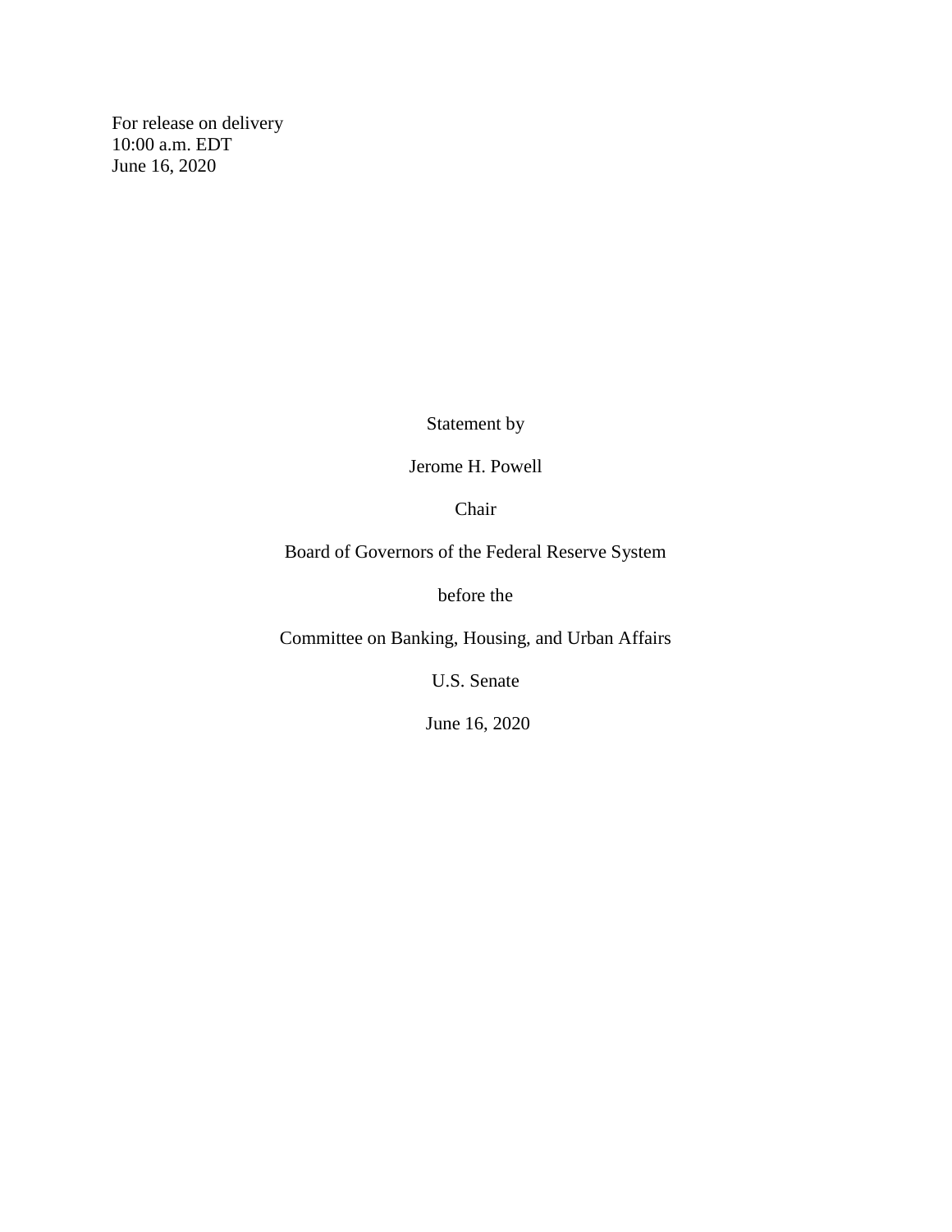For release on delivery
10:00 a.m. EDT
June 16, 2020

Statement by

Jerome H. Powell

Chair

Board of Governors of the Federal Reserve System

before the

Committee on Banking, Housing, and Urban Affairs

U.S. Senate

June 16, 2020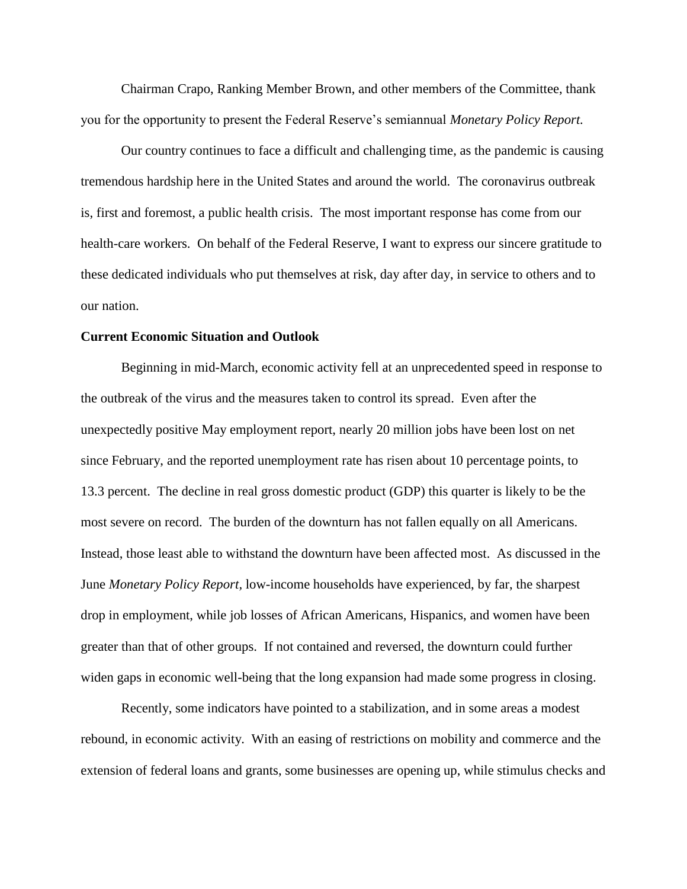Chairman Crapo, Ranking Member Brown, and other members of the Committee, thank you for the opportunity to present the Federal Reserve's semiannual *Monetary Policy Report.*

Our country continues to face a difficult and challenging time, as the pandemic is causing tremendous hardship here in the United States and around the world. The coronavirus outbreak is, first and foremost, a public health crisis. The most important response has come from our health-care workers. On behalf of the Federal Reserve, I want to express our sincere gratitude to these dedicated individuals who put themselves at risk, day after day, in service to others and to our nation.

**Current Economic Situation and Outlook**

Beginning in mid-March, economic activity fell at an unprecedented speed in response to the outbreak of the virus and the measures taken to control its spread. Even after the unexpectedly positive May employment report, nearly 20 million jobs have been lost on net since February, and the reported unemployment rate has risen about 10 percentage points, to 13.3 percent. The decline in real gross domestic product (GDP) this quarter is likely to be the most severe on record. The burden of the downturn has not fallen equally on all Americans. Instead, those least able to withstand the downturn have been affected most. As discussed in the June *Monetary Policy Report*, low-income households have experienced, by far, the sharpest drop in employment, while job losses of African Americans, Hispanics, and women have been greater than that of other groups. If not contained and reversed, the downturn could further widen gaps in economic well-being that the long expansion had made some progress in closing.

Recently, some indicators have pointed to a stabilization, and in some areas a modest rebound, in economic activity. With an easing of restrictions on mobility and commerce and the extension of federal loans and grants, some businesses are opening up, while stimulus checks and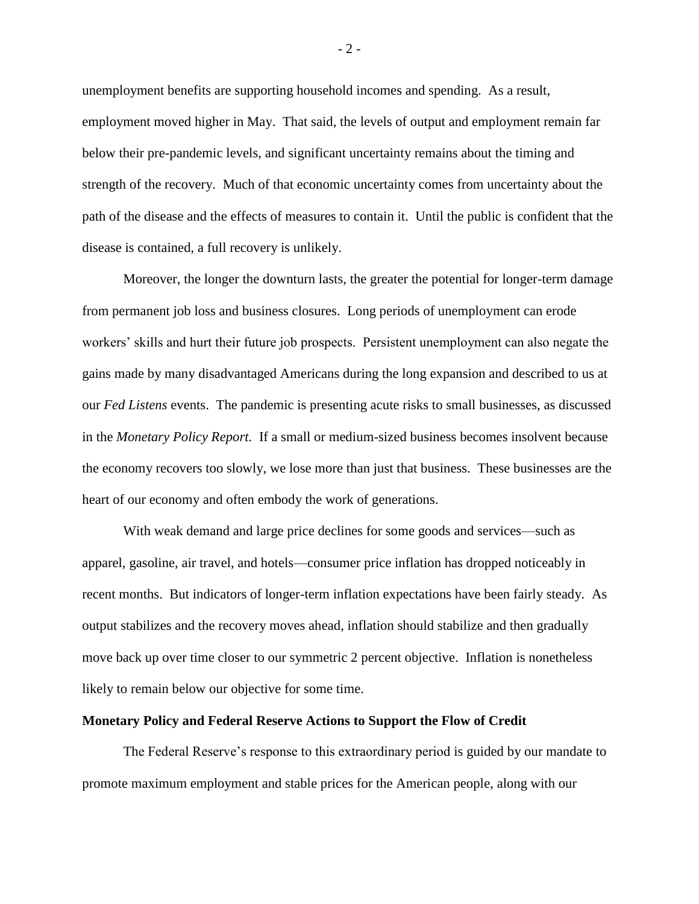unemployment benefits are supporting household incomes and spending. As a result, employment moved higher in May. That said, the levels of output and employment remain far below their pre-pandemic levels, and significant uncertainty remains about the timing and strength of the recovery. Much of that economic uncertainty comes from uncertainty about the path of the disease and the effects of measures to contain it. Until the public is confident that the disease is contained, a full recovery is unlikely.

Moreover, the longer the downturn lasts, the greater the potential for longer-term damage from permanent job loss and business closures. Long periods of unemployment can erode workers' skills and hurt their future job prospects. Persistent unemployment can also negate the gains made by many disadvantaged Americans during the long expansion and described to us at our *Fed Listens* events. The pandemic is presenting acute risks to small businesses, as discussed in the *Monetary Policy Report*. If a small or medium-sized business becomes insolvent because the economy recovers too slowly, we lose more than just that business. These businesses are the heart of our economy and often embody the work of generations.

With weak demand and large price declines for some goods and services—such as apparel, gasoline, air travel, and hotels—consumer price inflation has dropped noticeably in recent months. But indicators of longer-term inflation expectations have been fairly steady. As output stabilizes and the recovery moves ahead, inflation should stabilize and then gradually move back up over time closer to our symmetric 2 percent objective. Inflation is nonetheless likely to remain below our objective for some time.

**Monetary Policy and Federal Reserve Actions to Support the Flow of Credit**

The Federal Reserve's response to this extraordinary period is guided by our mandate to promote maximum employment and stable prices for the American people, along with our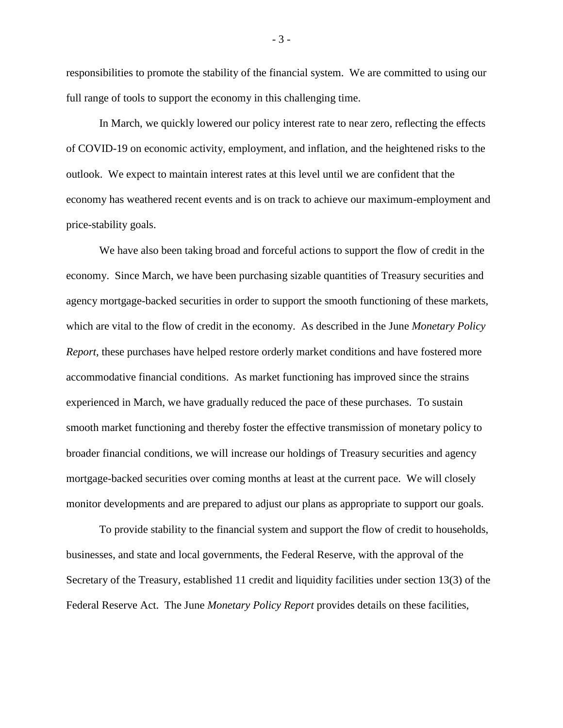responsibilities to promote the stability of the financial system. We are committed to using our full range of tools to support the economy in this challenging time.

In March, we quickly lowered our policy interest rate to near zero, reflecting the effects of COVID-19 on economic activity, employment, and inflation, and the heightened risks to the outlook. We expect to maintain interest rates at this level until we are confident that the economy has weathered recent events and is on track to achieve our maximum-employment and price-stability goals.

We have also been taking broad and forceful actions to support the flow of credit in the economy. Since March, we have been purchasing sizable quantities of Treasury securities and agency mortgage-backed securities in order to support the smooth functioning of these markets, which are vital to the flow of credit in the economy. As described in the June *Monetary Policy Report,* these purchases have helped restore orderly market conditions and have fostered more accommodative financial conditions. As market functioning has improved since the strains experienced in March, we have gradually reduced the pace of these purchases. To sustain smooth market functioning and thereby foster the effective transmission of monetary policy to broader financial conditions, we will increase our holdings of Treasury securities and agency mortgage-backed securities over coming months at least at the current pace. We will closely monitor developments and are prepared to adjust our plans as appropriate to support our goals.

To provide stability to the financial system and support the flow of credit to households, businesses, and state and local governments, the Federal Reserve, with the approval of the Secretary of the Treasury, established 11 credit and liquidity facilities under section 13(3) of the Federal Reserve Act. The June *Monetary Policy Report* provides details on these facilities,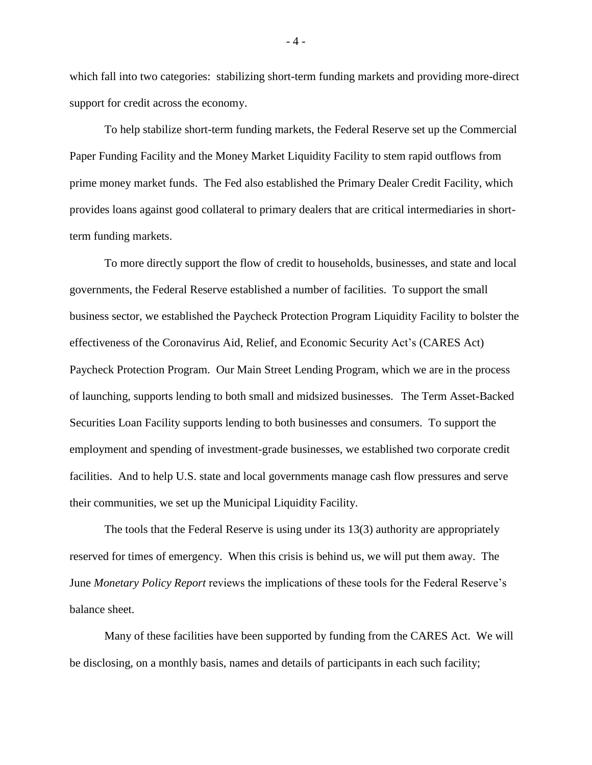which fall into two categories: stabilizing short-term funding markets and providing more-direct support for credit across the economy.

To help stabilize short-term funding markets, the Federal Reserve set up the Commercial Paper Funding Facility and the Money Market Liquidity Facility to stem rapid outflows from prime money market funds. The Fed also established the Primary Dealer Credit Facility, which provides loans against good collateral to primary dealers that are critical intermediaries in short-term funding markets.

To more directly support the flow of credit to households, businesses, and state and local governments, the Federal Reserve established a number of facilities. To support the small business sector, we established the Paycheck Protection Program Liquidity Facility to bolster the effectiveness of the Coronavirus Aid, Relief, and Economic Security Act's (CARES Act) Paycheck Protection Program. Our Main Street Lending Program, which we are in the process of launching, supports lending to both small and midsized businesses. The Term Asset-Backed Securities Loan Facility supports lending to both businesses and consumers. To support the employment and spending of investment-grade businesses, we established two corporate credit facilities. And to help U.S. state and local governments manage cash flow pressures and serve their communities, we set up the Municipal Liquidity Facility.

The tools that the Federal Reserve is using under its 13(3) authority are appropriately reserved for times of emergency. When this crisis is behind us, we will put them away. The June *Monetary Policy Report* reviews the implications of these tools for the Federal Reserve's balance sheet.

Many of these facilities have been supported by funding from the CARES Act. We will be disclosing, on a monthly basis, names and details of participants in each such facility;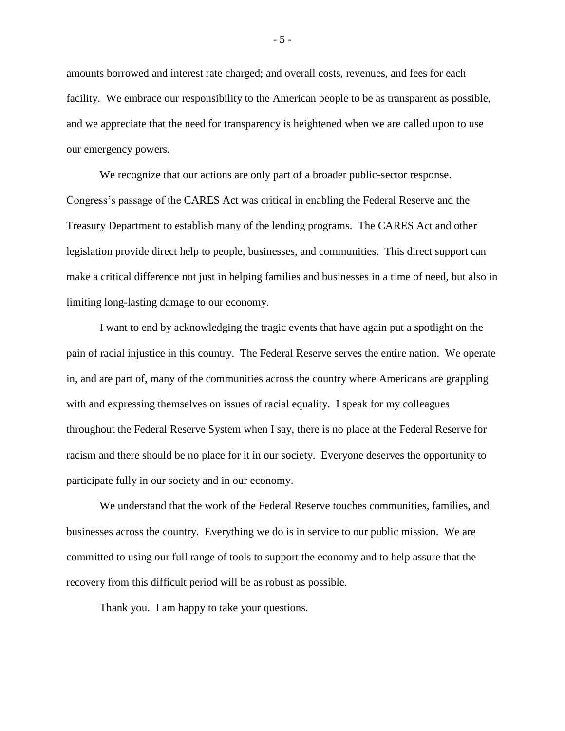amounts borrowed and interest rate charged; and overall costs, revenues, and fees for each facility. We embrace our responsibility to the American people to be as transparent as possible, and we appreciate that the need for transparency is heightened when we are called upon to use our emergency powers.

We recognize that our actions are only part of a broader public-sector response. Congress's passage of the CARES Act was critical in enabling the Federal Reserve and the Treasury Department to establish many of the lending programs. The CARES Act and other legislation provide direct help to people, businesses, and communities. This direct support can make a critical difference not just in helping families and businesses in a time of need, but also in limiting long-lasting damage to our economy.

I want to end by acknowledging the tragic events that have again put a spotlight on the pain of racial injustice in this country. The Federal Reserve serves the entire nation. We operate in, and are part of, many of the communities across the country where Americans are grappling with and expressing themselves on issues of racial equality. I speak for my colleagues throughout the Federal Reserve System when I say, there is no place at the Federal Reserve for racism and there should be no place for it in our society. Everyone deserves the opportunity to participate fully in our society and in our economy.

We understand that the work of the Federal Reserve touches communities, families, and businesses across the country. Everything we do is in service to our public mission. We are committed to using our full range of tools to support the economy and to help assure that the recovery from this difficult period will be as robust as possible.

Thank you. I am happy to take your questions.